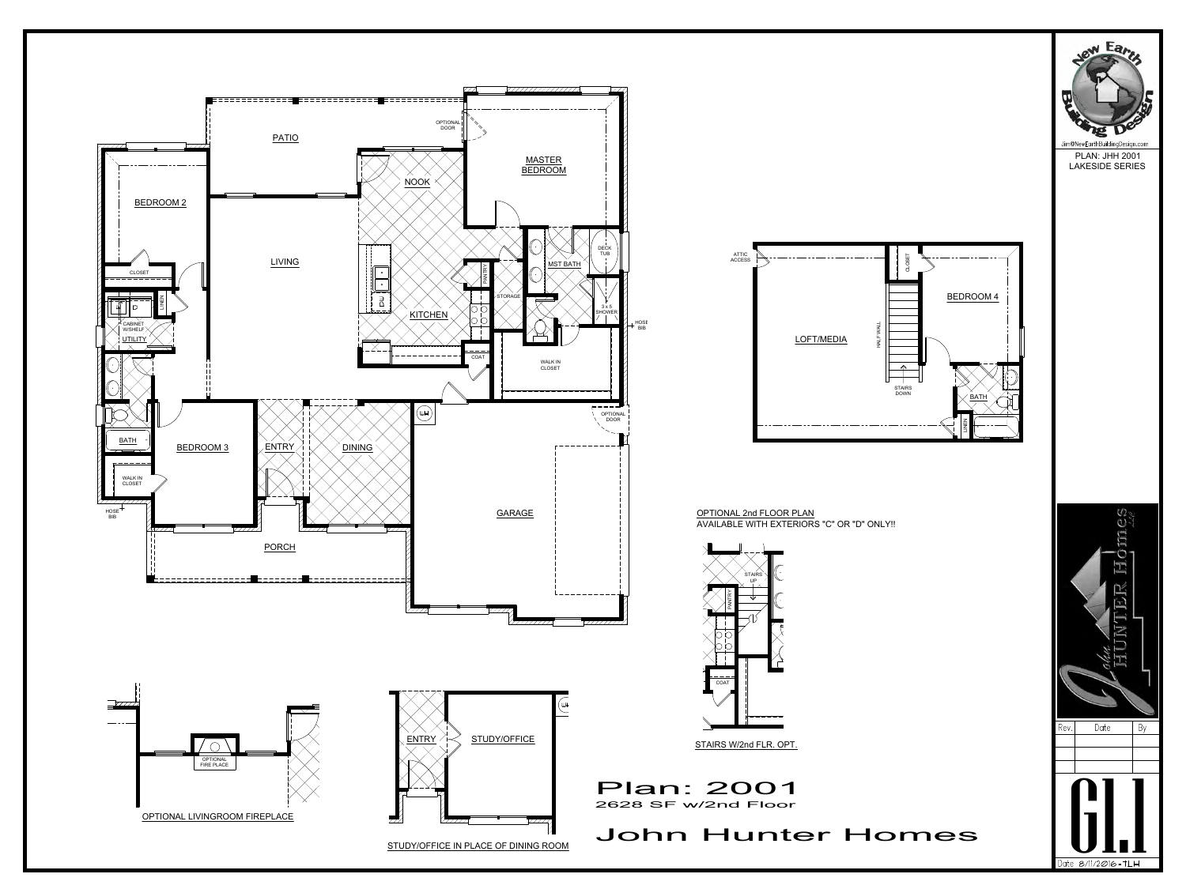PATIO

OPTIONAL DOOR

MASTER BEDROOM

NOOK

BEDROOM 2

LIVING

CLOSET

LINEN

CABINET W/SHELF

UTILITY

PANTRY

STORAGE

MST BATH

DECK TUB

3 x 5 SHOWER

HOSE BIB

KITCHEN

DW

COAT

WALK IN CLOSET

BATH

BEDROOM 3

ENTRY

DINING

WH

OPTIONAL DOOR

WALK IN CLOSET

HOSE BIB

GARAGE

PORCH

ATTIC ACCESS

CLOSET

BEDROOM 4

LOFT/MEDIA

HALF WALL

STAIRS DOWN

BATH

LINEN

OPTIONAL 2nd FLOOR PLAN
AVAILABLE WITH EXTERIORS "C" OR "D" ONLY!!

STAIRS UP

PANTRY

COAT

STAIRS W/2nd FLR. OPT.

OPTIONAL FIRE PLACE

OPTIONAL LIVINGROOM FIREPLACE

ENTRY

STUDY/OFFICE

WH

STUDY/OFFICE IN PLACE OF DINING ROOM

# Plan: 2001

2628 SF w/2nd Floor

## John Hunter Homes

New Earth Building Design

Jim@NewEarthBuildingDesign.com

PLAN: JHH 2001
LAKESIDE SERIES

John Hunter Homes LLC

| Rev. | Date | By |
|---|---|---|
| | | |
| | | |
| | | |

G1.1

Date 8/11/2016 - TLH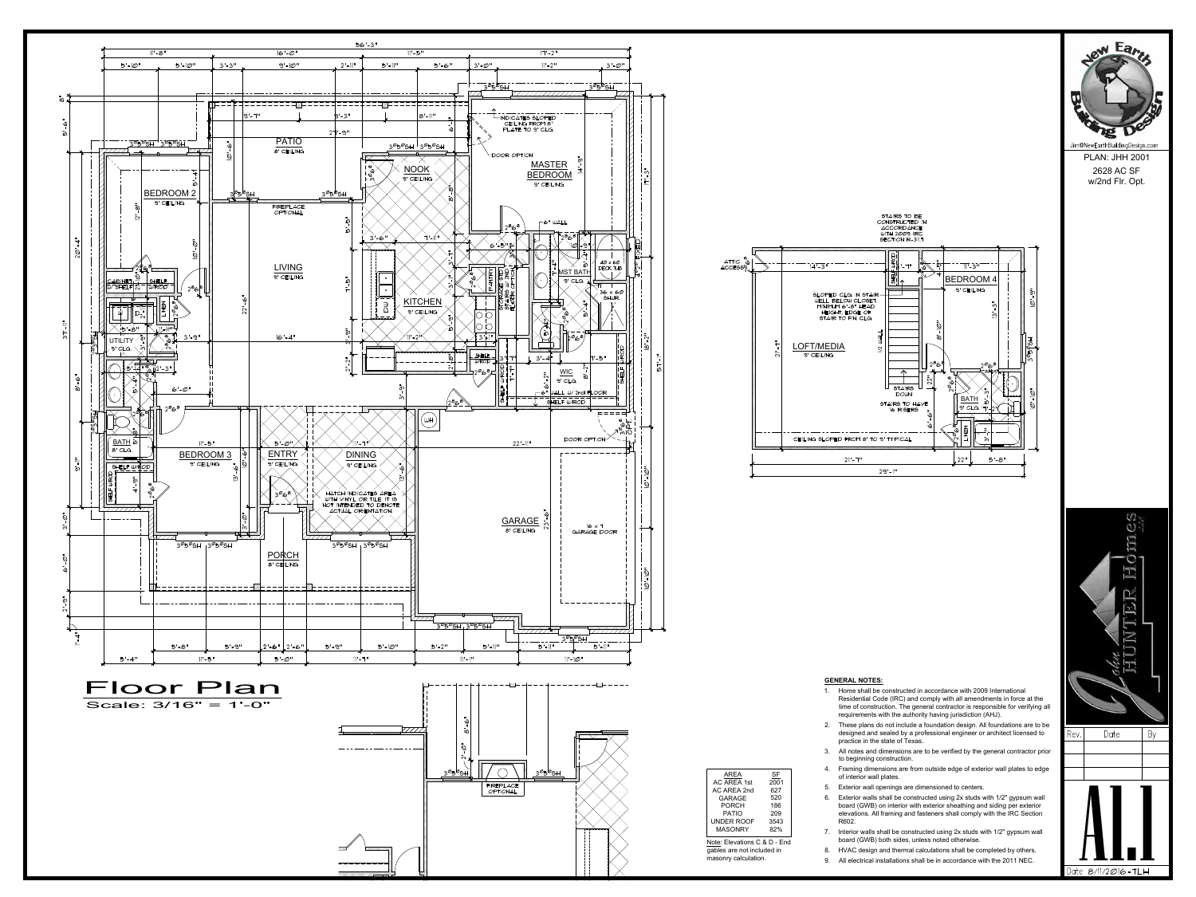# Floor Plan

Scale: 3/16" = 1'-0"

**New Earth Building Design**

Jim@NewEarthBuildingDesign.com

PLAN: JHH 2001

2628 AC SF

w/2nd Flr. Opt.

John HUNTER Homes LLC

| Rev. | Date | By |
|---|---|---|
| | | |

A1.1

Date 8/11/2016 - TLH

| AREA | SF |
|---|---|
| AC AREA 1st | 2001 |
| AC AREA 2nd | 627 |
| GARAGE | 520 |
| PORCH | 186 |
| PATIO | 209 |
| UNDER ROOF | 3543 |
| MASONRY | 82% |

Note: Elevations C & D - End gables are not included in masonry calculation.

STAIRS TO BE CONSTRUCTED IN ACCORDANCE WITH 2009 IRC SECTION R-311.7

SLOPED CLG. IN STAIR-WELL BELOW CLOSET. MINIMUM 6'-8" HEAD HEIGHT, EDGE OF STAIR TO FIN CLG.

STAIRS TO HAVE 16 RISERS

CEILING SLOPED FROM 8' TO 9' TYPICAL

HATCH INDICATES AREA WITH VINYL OR TILE. IT IS NOT INTENDED TO DENOTE ACTUAL ORIENTATION

INDICATES SLOPED CEILING FROM 8' PLATE TO 9' CLG.

## GENERAL NOTES:

1. Home shall be constructed in accordance with 2009 International Residential Code (IRC) and comply with all amendments in force at the time of construction. The general contractor is responsible for verifying all requirements with the authority having jurisdiction (AHJ).
2. These plans do not include a foundation design. All foundations are to be designed and sealed by a professional engineer or architect licensed to practice in the state of Texas.
3. All notes and dimensions are to be verified by the general contractor prior to beginning construction.
4. Framing dimensions are from outside edge of exterior wall plates to edge of interior wall plates.
5. Exterior wall openings are dimensioned to centers.
6. Exterior walls shall be constructed using 2x studs with 1/2" gypsum wall board (GWB) on interior with exterior sheathing and siding per exterior elevations. All framing and fasteners shall comply with the IRC Section R602.
7. Interior walls shall be constructed using 2x studs with 1/2" gypsum wall board (GWB) both sides, unless noted otherwise.
8. HVAC design and thermal calculations shall be completed by others.
9. All electrical installations shall be in accordance with the 2011 NEC.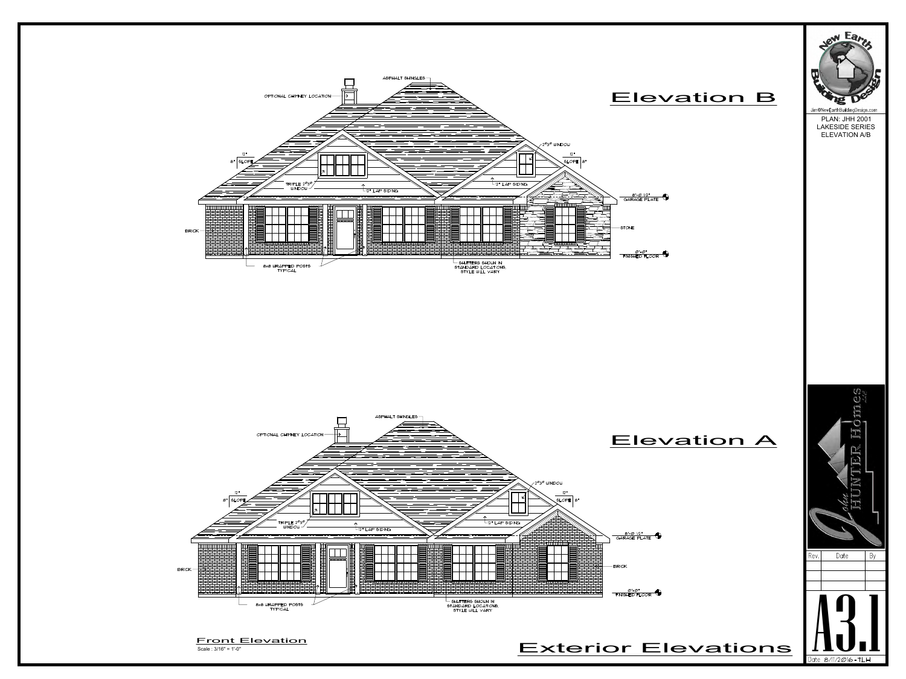## Elevation B

ASPHALT SHINGLES

OPTIONAL CHIMNEY LOCATION

12" 8" SLOPE

2'3" WINDOW

12" SLOPE 8"

TRIPLE 2'3" WINDOW

12" LAP SIDING

12" LAP SIDING

8'-8 1/2" GARAGE PLATE

BRICK

STONE

0'-0" FINISHED FLOOR

8x8 WRAPPED POSTS TYPICAL

SHUTTERS SHOWN IN STANDARD LOCATIONS, STYLE WILL VARY

## Elevation A

ASPHALT SHINGLES

OPTIONAL CHIMNEY LOCATION

12" 8" SLOPE

2'3" WINDOW

12" SLOPE 8"

TRIPLE 2'3" WINDOW

12" LAP SIDING

12" LAP SIDING

8'-8 1/2" GARAGE PLATE

BRICK

BRICK

0'-0" FINISHED FLOOR

8x8 WRAPPED POSTS TYPICAL

SHUTTERS SHOWN IN STANDARD LOCATIONS, STYLE WILL VARY

**Front Elevation**

Scale : 3/16" = 1'-0"

## Exterior Elevations

New Earth Building Design

Jim@NewEarthBuildingDesign.com

PLAN: JHH 2001
LAKESIDE SERIES
ELEVATION A/B

John HUNTER Homes LLC

| Rev. | Date | By |
|---|---|---|
| | | |
| | | |
| | | |

# A3.1

Date 8/11/2016 - TLH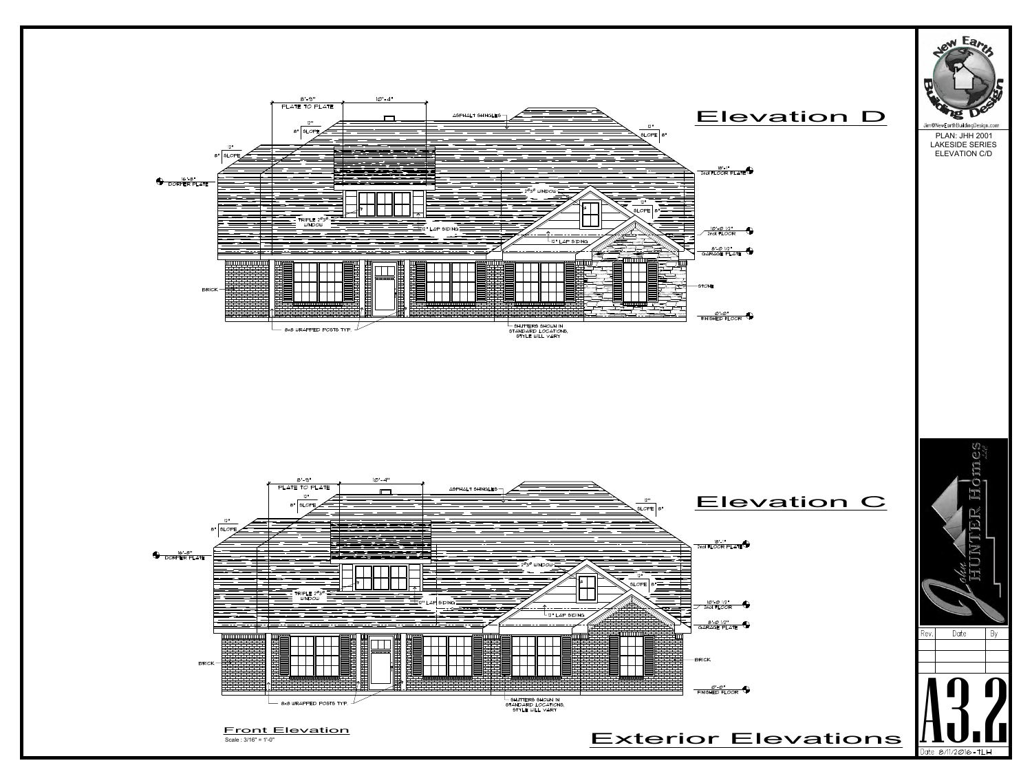# Elevation D

8'-9"
PLATE TO PLATE

10'-4"

12"
8" SLOPE

12"
8" SLOPE

ASPHALT SHINGLES

12"
SLOPE 8"

16'-8"
DORMER PLATE

18'-1"
2nd FLOOR PLATE

2'3" WINDOW

TRIPLE 2'3" WINDOW

12" LAP SIDING

12"
SLOPE 8"

12" LAP SIDING

10'-0 1/2"
2nd FLOOR

8'-0 1/2"
GARAGE PLATE

BRICK

STONE

0'-0"
FINISHED FLOOR

8x8 WRAPPED POSTS TYP.

SHUTTERS SHOWN IN STANDARD LOCATIONS, STYLE WILL VARY

# Elevation C

8'-9"
PLATE TO PLATE

10'-4"

12"
8" SLOPE

12"
8" SLOPE

ASPHALT SHINGLES

12"
SLOPE 8"

16'-8"
DORMER PLATE

18'-1"
2nd FLOOR PLATE

2'3" WINDOW

TRIPLE 2'3" WINDOW

6" LAP SIDING

12"
SLOPE 8"

12" LAP SIDING

10'-0 1/2"
2nd FLOOR

8'-0 1/2"
GARAGE PLATE

BRICK

BRICK

0'-0"
FINISHED FLOOR

8x8 WRAPPED POSTS TYP.

SHUTTERS SHOWN IN STANDARD LOCATIONS, STYLE WILL VARY

**Front Elevation**
Scale : 3/16" = 1'-0"

# Exterior Elevations

New Earth Building Design
Jim@NewEarthBuildingDesign.com

PLAN: JHH 2001
LAKESIDE SERIES
ELEVATION C/D

John HUNTER Homes LLC

| Rev. | Date | By |
| --- | --- | --- |
| | | |
| | | |
| | | |

# A3.2

Date 8/11/2016 - TLH